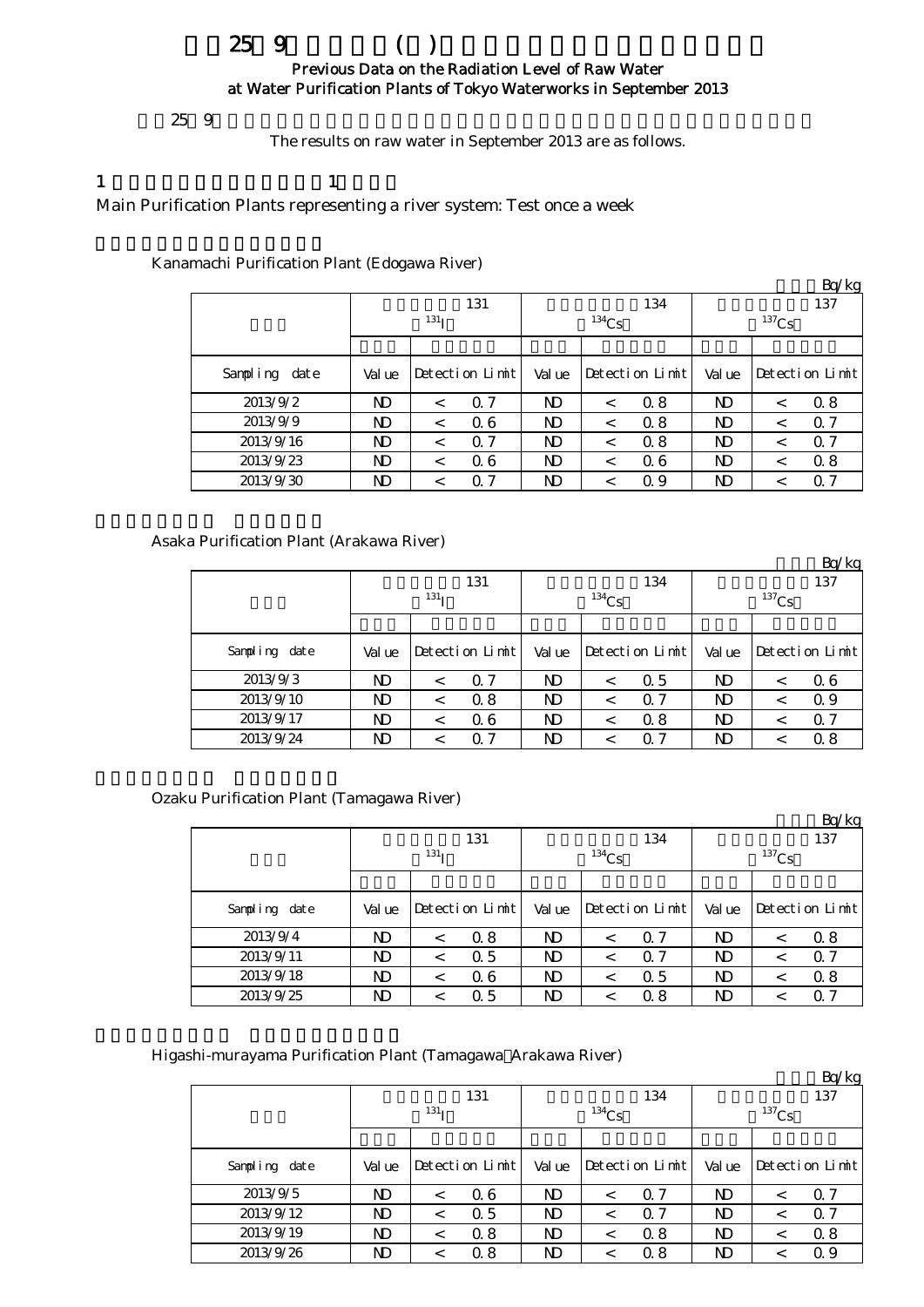# 25 9 ( )

## Previous Data on the Radiation Level of Raw Water at Water Purification Plants of Tokyo Waterworks in September 2013

25 9

The results on raw water in September 2013 are as follows.

1 1

Main Purification Plants representing a river system: Test once a week

Kanamachi Purification Plant (Edogawa River)

Bq/kg

| | 131 $^{131}$I | | 134 $^{134}$Cs | | 137 $^{137}$Cs | |
|---|---|---|---|---|---|---|
| Sampling date | Value | Detection Limit | Value | Detection Limit | Value | Detection Limit |
| 2013/9/2 | ND | < 0.7 | ND | < 0.8 | ND | < 0.8 |
| 2013/9/9 | ND | < 0.6 | ND | < 0.8 | ND | < 0.7 |
| 2013/9/16 | ND | < 0.7 | ND | < 0.8 | ND | < 0.7 |
| 2013/9/23 | ND | < 0.6 | ND | < 0.6 | ND | < 0.8 |
| 2013/9/30 | ND | < 0.7 | ND | < 0.9 | ND | < 0.7 |

Asaka Purification Plant (Arakawa River)

Bq/kg

| | 131 $^{131}$I | | 134 $^{134}$Cs | | 137 $^{137}$Cs | |
|---|---|---|---|---|---|---|
| Sampling date | Value | Detection Limit | Value | Detection Limit | Value | Detection Limit |
| 2013/9/3 | ND | < 0.7 | ND | < 0.5 | ND | < 0.6 |
| 2013/9/10 | ND | < 0.8 | ND | < 0.7 | ND | < 0.9 |
| 2013/9/17 | ND | < 0.6 | ND | < 0.8 | ND | < 0.7 |
| 2013/9/24 | ND | < 0.7 | ND | < 0.7 | ND | < 0.8 |

Ozaku Purification Plant (Tamagawa River)

Bq/kg

| | 131 $^{131}$I | | 134 $^{134}$Cs | | 137 $^{137}$Cs | |
|---|---|---|---|---|---|---|
| Sampling date | Value | Detection Limit | Value | Detection Limit | Value | Detection Limit |
| 2013/9/4 | ND | < 0.8 | ND | < 0.7 | ND | < 0.8 |
| 2013/9/11 | ND | < 0.5 | ND | < 0.7 | ND | < 0.7 |
| 2013/9/18 | ND | < 0.6 | ND | < 0.5 | ND | < 0.8 |
| 2013/9/25 | ND | < 0.5 | ND | < 0.8 | ND | < 0.7 |

Higashi-murayama Purification Plant (Tamagawa Arakawa River)

Bq/kg

| | 131 $^{131}$I | | 134 $^{134}$Cs | | 137 $^{137}$Cs | |
|---|---|---|---|---|---|---|
| Sampling date | Value | Detection Limit | Value | Detection Limit | Value | Detection Limit |
| 2013/9/5 | ND | < 0.6 | ND | < 0.7 | ND | < 0.7 |
| 2013/9/12 | ND | < 0.5 | ND | < 0.7 | ND | < 0.7 |
| 2013/9/19 | ND | < 0.8 | ND | < 0.8 | ND | < 0.8 |
| 2013/9/26 | ND | < 0.8 | ND | < 0.8 | ND | < 0.9 |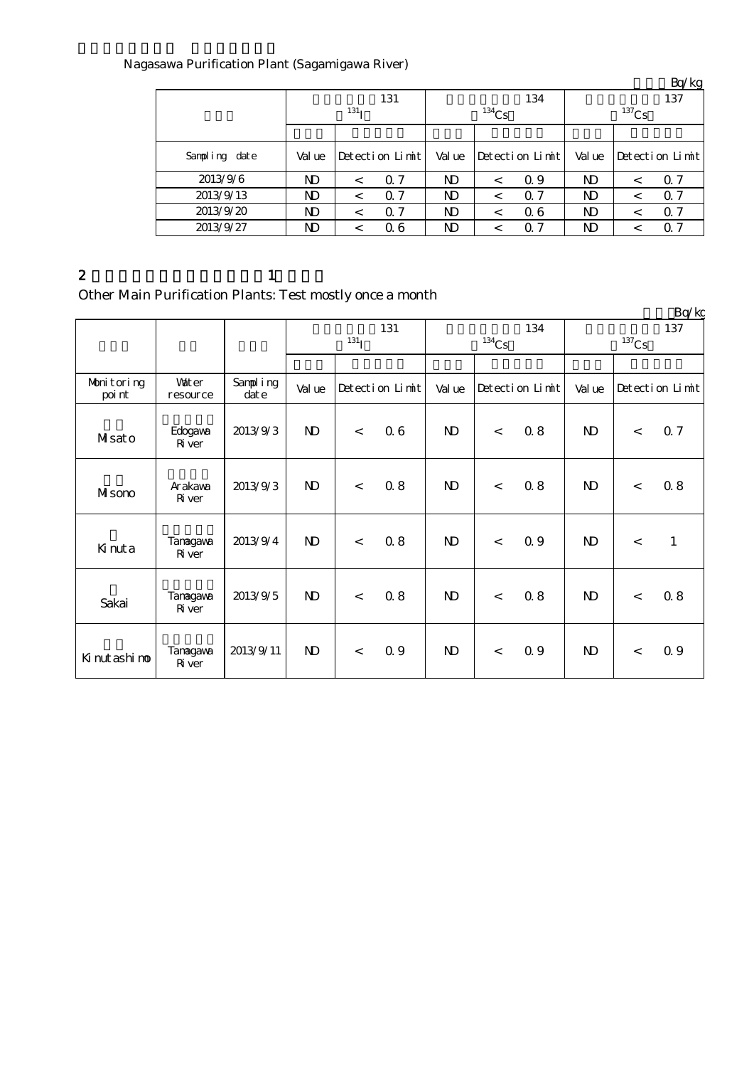Nagasawa Purification Plant (Sagamigawa River)

Bq/kg

| | 131 $^{131}I$ | | | 134 $^{134}Cs$ | | | 137 $^{137}Cs$ | | |
|---|---|---|---|---|---|---|---|---|---|
| Sampling date | Value | Detection Limit | | Value | Detection Limit | | Value | Detection Limit | |
| 2013/9/6 | ND | < | 0.7 | ND | < | 0.9 | ND | < | 0.7 |
| 2013/9/13 | ND | < | 0.7 | ND | < | 0.7 | ND | < | 0.7 |
| 2013/9/20 | ND | < | 0.7 | ND | < | 0.6 | ND | < | 0.7 |
| 2013/9/27 | ND | < | 0.6 | ND | < | 0.7 | ND | < | 0.7 |

2 1

Other Main Purification Plants: Test mostly once a month

Bq/kg

| | | | 131 $^{131}I$ | | | 134 $^{134}Cs$ | | | 137 $^{137}Cs$ | | |
|---|---|---|---|---|---|---|---|---|---|---|---|
| Monitoring point | Water resource | Sampling date | Value | Detection Limit | | Value | Detection Limit | | Value | Detection Limit | |
| Misato | Edogawa River | 2013/9/3 | ND | < | 0.6 | ND | < | 0.8 | ND | < | 0.7 |
| Misono | Arakawa River | 2013/9/3 | ND | < | 0.8 | ND | < | 0.8 | ND | < | 0.8 |
| Kinuta | Tamagawa River | 2013/9/4 | ND | < | 0.8 | ND | < | 0.9 | ND | < | 1 |
| Sakai | Tamagawa River | 2013/9/5 | ND | < | 0.8 | ND | < | 0.8 | ND | < | 0.8 |
| Kinutashimo | Tamagawa River | 2013/9/11 | ND | < | 0.9 | ND | < | 0.9 | ND | < | 0.9 |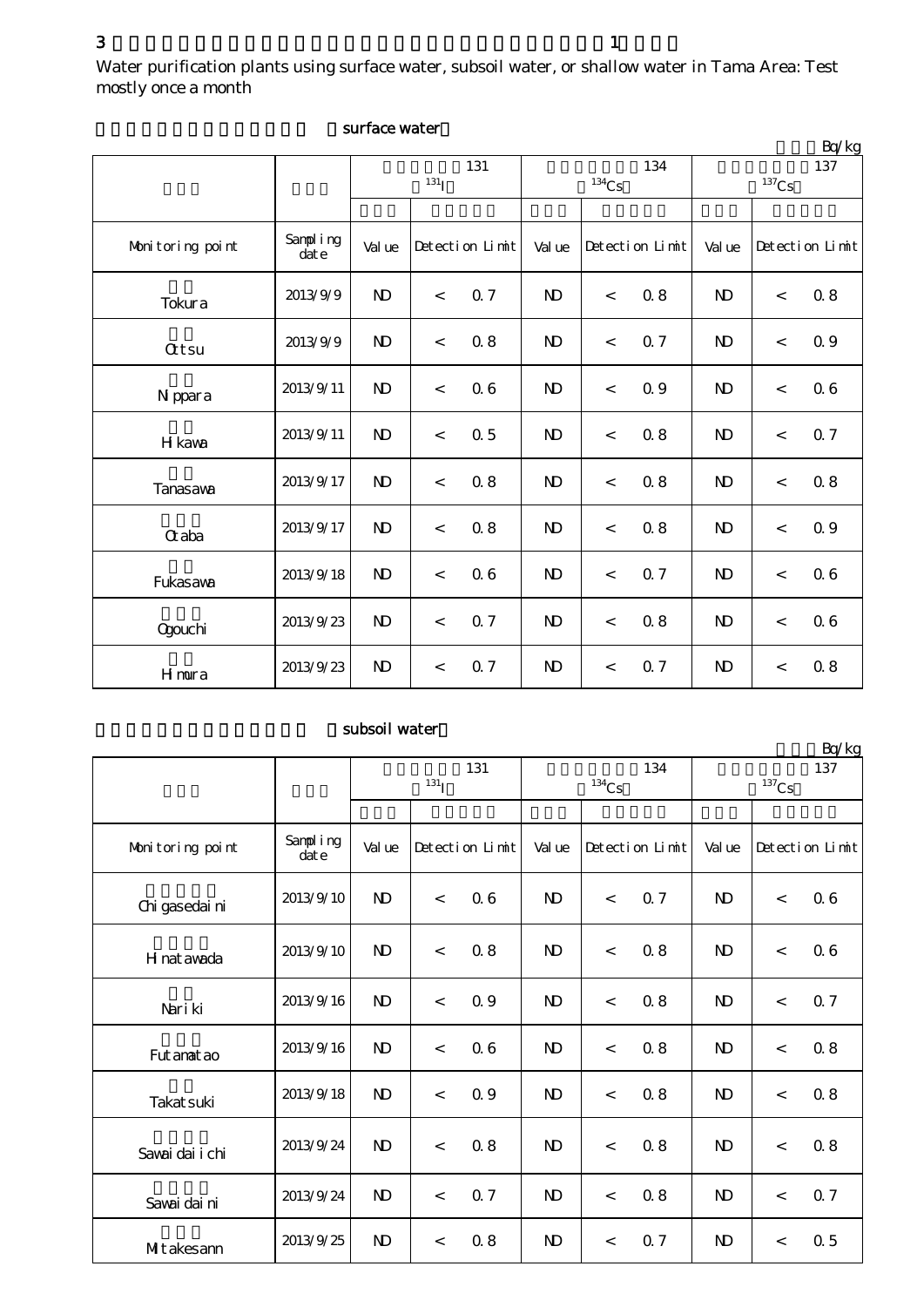3 1

Water purification plants using surface water, subsoil water, or shallow water in Tama Area: Test mostly once a month

surface water

Bq/kg

| | | 131 $^{131}$I | | | 134 $^{134}$Cs | | | 137 $^{137}$Cs | | |
|---|---|---|---|---|---|---|---|---|---|---|
| Monitoring point | Sampling date | Value | Detection Limit | | Value | Detection Limit | | Value | Detection Limit | |
| Tokura | 2013/9/9 | ND | < | 0.7 | ND | < | 0.8 | ND | < | 0.8 |
| Ottsu | 2013/9/9 | ND | < | 0.8 | ND | < | 0.7 | ND | < | 0.9 |
| Nippara | 2013/9/11 | ND | < | 0.6 | ND | < | 0.9 | ND | < | 0.6 |
| Hikawa | 2013/9/11 | ND | < | 0.5 | ND | < | 0.8 | ND | < | 0.7 |
| Tanasawa | 2013/9/17 | ND | < | 0.8 | ND | < | 0.8 | ND | < | 0.8 |
| Otaba | 2013/9/17 | ND | < | 0.8 | ND | < | 0.8 | ND | < | 0.9 |
| Fukasawa | 2013/9/18 | ND | < | 0.6 | ND | < | 0.7 | ND | < | 0.6 |
| Ogouchi | 2013/9/23 | ND | < | 0.7 | ND | < | 0.8 | ND | < | 0.6 |
| Himura | 2013/9/23 | ND | < | 0.7 | ND | < | 0.7 | ND | < | 0.8 |

subsoil water

Bq/kg

| | | 131 $^{131}$I | | | 134 $^{134}$Cs | | | 137 $^{137}$Cs | | |
|---|---|---|---|---|---|---|---|---|---|---|
| Monitoring point | Sampling date | Value | Detection Limit | | Value | Detection Limit | | Value | Detection Limit | |
| Chigasedaini | 2013/9/10 | ND | < | 0.6 | ND | < | 0.7 | ND | < | 0.6 |
| Hinatawada | 2013/9/10 | ND | < | 0.8 | ND | < | 0.8 | ND | < | 0.6 |
| Nariki | 2013/9/16 | ND | < | 0.9 | ND | < | 0.8 | ND | < | 0.7 |
| Futamatao | 2013/9/16 | ND | < | 0.6 | ND | < | 0.8 | ND | < | 0.8 |
| Takatsuki | 2013/9/18 | ND | < | 0.9 | ND | < | 0.8 | ND | < | 0.8 |
| Sawaidaiichi | 2013/9/24 | ND | < | 0.8 | ND | < | 0.8 | ND | < | 0.8 |
| Sawaidaini | 2013/9/24 | ND | < | 0.7 | ND | < | 0.8 | ND | < | 0.7 |
| Mitakesann | 2013/9/25 | ND | < | 0.8 | ND | < | 0.7 | ND | < | 0.5 |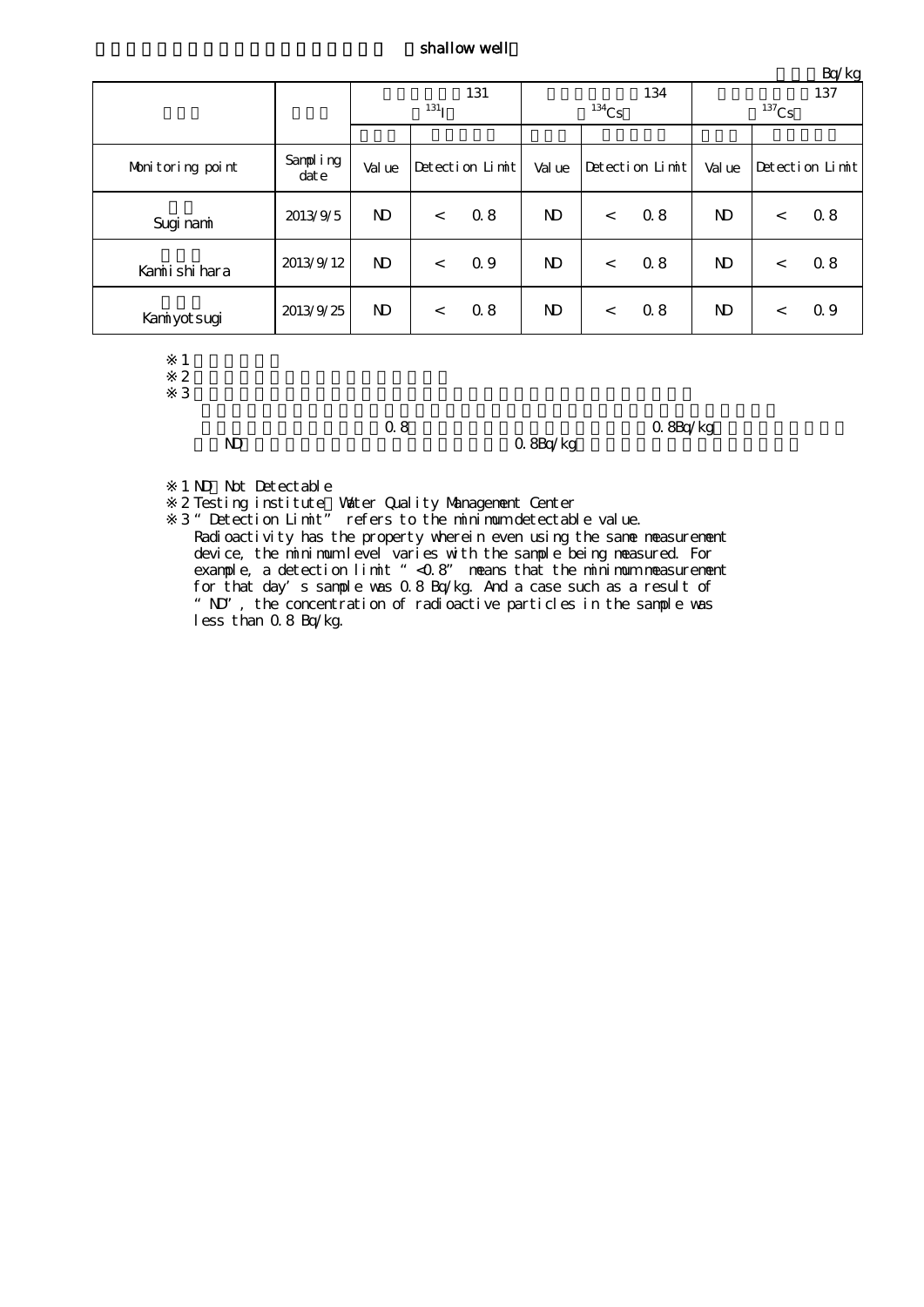（shallow well）

Bq/kg

| | | 131 $^{131}$I | | | 134 $^{134}$Cs | | | 137 $^{137}$Cs | | |
|---|---|---|---|---|---|---|---|---|---|---|
| Monitoring point | Sampling date | Value | Detection Limit | | Value | Detection Limit | | Value | Detection Limit | |
| Suginami | 2013/9/5 | ND | < | 0.8 | ND | < | 0.8 | ND | < | 0.8 |
| Kamiishihara | 2013/9/12 | ND | < | 0.9 | ND | < | 0.8 | ND | < | 0.8 |
| Kamiyotsugi | 2013/9/25 | ND | < | 0.8 | ND | < | 0.8 | ND | < | 0.9 |

※1

※2

※3

0.8　0.8Bq/kg

ND　0.8Bq/kg

※1 ND：Not Detectable

※2 Testing institute：Water Quality Management Center

※3 "Detection Limit" refers to the minimum detectable value. Radioactivity has the property wherein even using the same measurement device, the minimum level varies with the sample being measured. For example, a detection limit "<0.8" means that the minimum measurement for that day's sample was 0.8 Bq/kg. And a case such as a result of "ND", the concentration of radioactive particles in the sample was less than 0.8 Bq/kg.